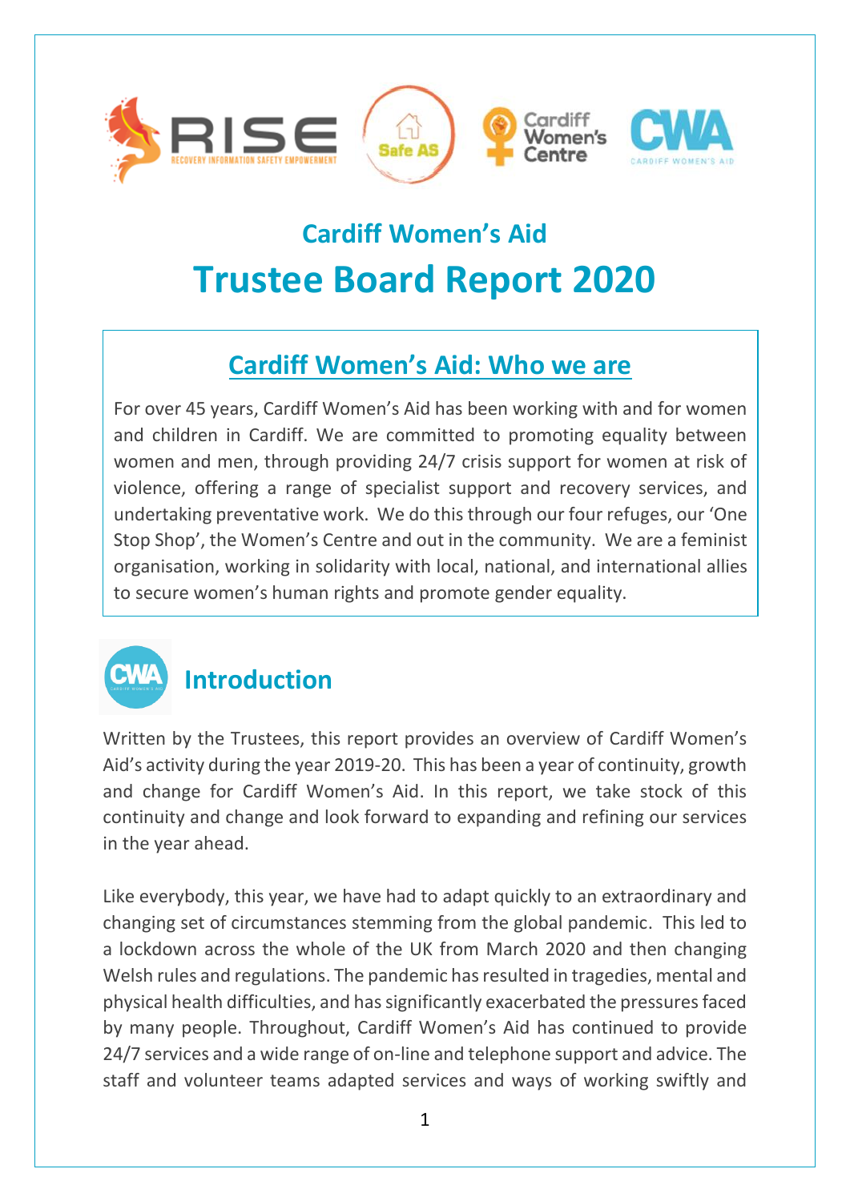## Cardiff Women's Aid

# Trustee Board Report 2020

## Cardiff Women's Aid: Who we are

For over 45 years, Cardiff Women's Aid has been working with and for women and children in Cardiff. We are committed to promoting equality between women and men, through providing 24/7 crisis support for women at risk of violence, offering a range of specialist support and recovery services, and undertaking preventative work. We do this through our four refuges, our 'One Stop Shop', the Women's Centre and out in the community. We are a feminist organisation, working in solidarity with local, national, and international allies to secure women's human rights and promote gender equality.

## Introduction

Written by the Trustees, this report provides an overview of Cardiff Women's Aid's activity during the year 2019-20. This has been a year of continuity, growth and change for Cardiff Women's Aid. In this report, we take stock of this continuity and change and look forward to expanding and refining our services in the year ahead.

Like everybody, this year, we have had to adapt quickly to an extraordinary and changing set of circumstances stemming from the global pandemic. This led to a lockdown across the whole of the UK from March 2020 and then changing Welsh rules and regulations. The pandemic has resulted in tragedies, mental and physical health difficulties, and has significantly exacerbated the pressures faced by many people. Throughout, Cardiff Women's Aid has continued to provide 24/7 services and a wide range of on-line and telephone support and advice. The staff and volunteer teams adapted services and ways of working swiftly and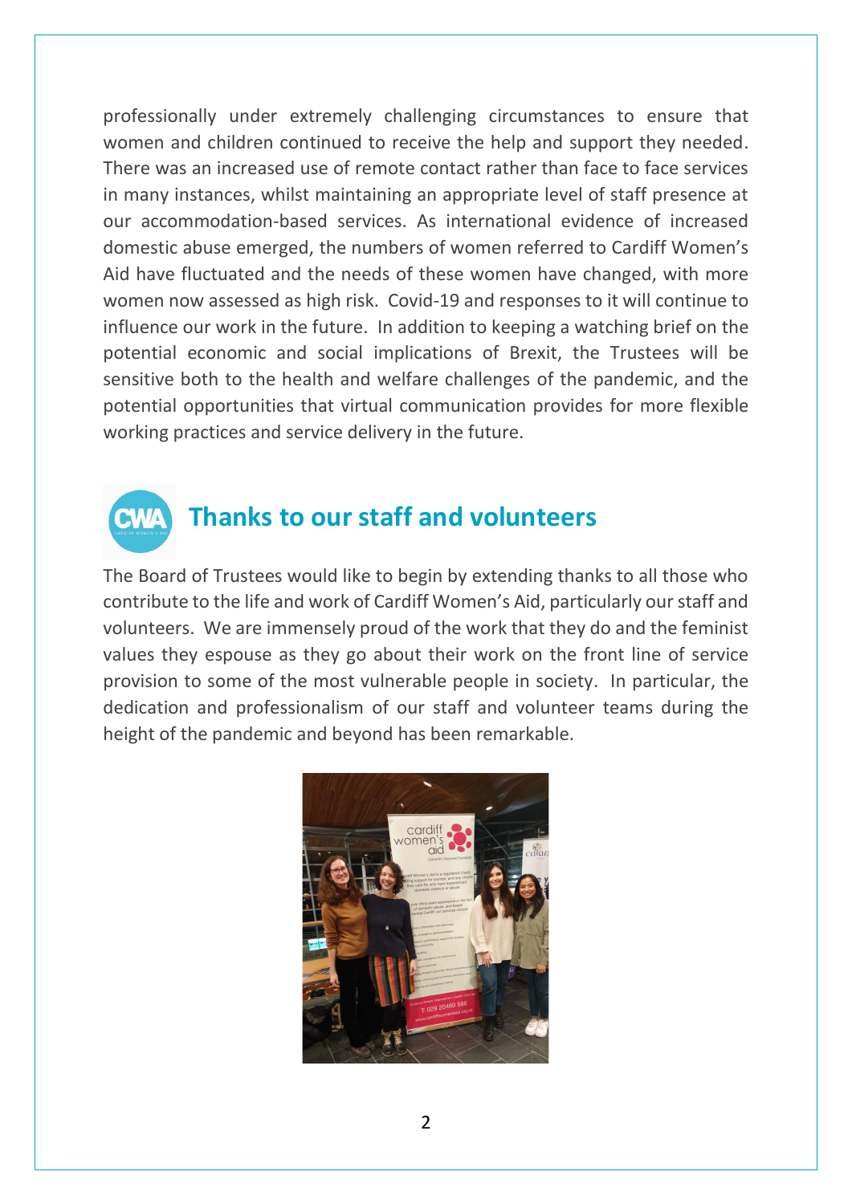professionally under extremely challenging circumstances to ensure that women and children continued to receive the help and support they needed. There was an increased use of remote contact rather than face to face services in many instances, whilst maintaining an appropriate level of staff presence at our accommodation-based services. As international evidence of increased domestic abuse emerged, the numbers of women referred to Cardiff Women's Aid have fluctuated and the needs of these women have changed, with more women now assessed as high risk. Covid-19 and responses to it will continue to influence our work in the future. In addition to keeping a watching brief on the potential economic and social implications of Brexit, the Trustees will be sensitive both to the health and welfare challenges of the pandemic, and the potential opportunities that virtual communication provides for more flexible working practices and service delivery in the future.

## Thanks to our staff and volunteers

The Board of Trustees would like to begin by extending thanks to all those who contribute to the life and work of Cardiff Women's Aid, particularly our staff and volunteers. We are immensely proud of the work that they do and the feminist values they espouse as they go about their work on the front line of service provision to some of the most vulnerable people in society. In particular, the dedication and professionalism of our staff and volunteer teams during the height of the pandemic and beyond has been remarkable.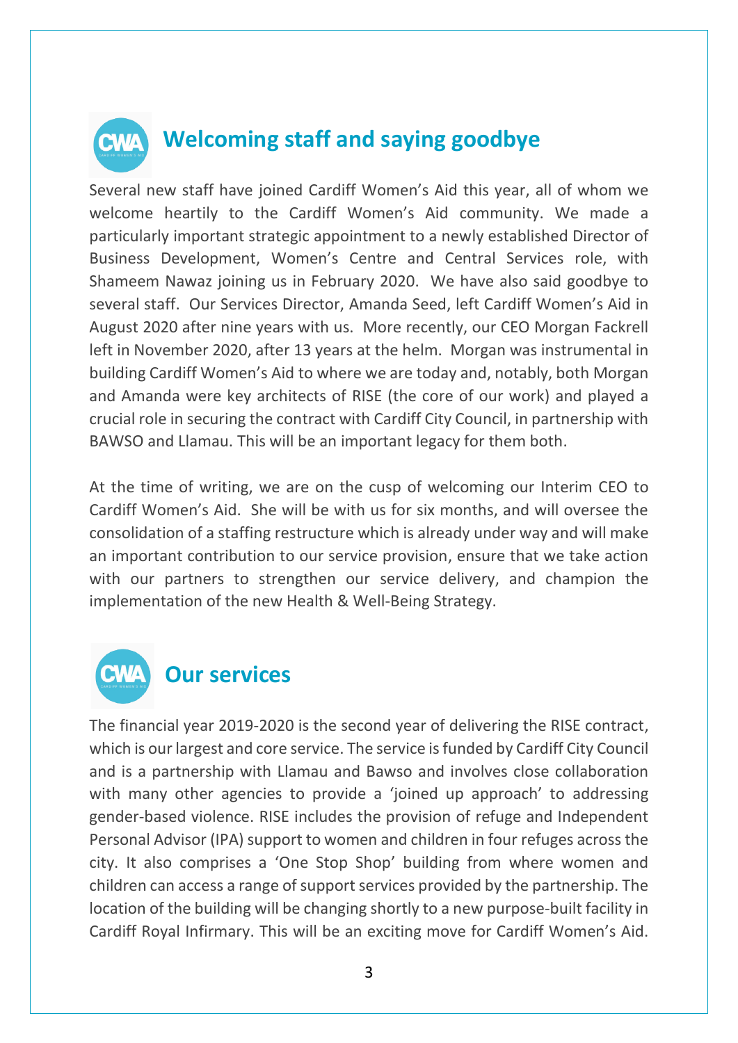## Welcoming staff and saying goodbye

Several new staff have joined Cardiff Women's Aid this year, all of whom we welcome heartily to the Cardiff Women's Aid community. We made a particularly important strategic appointment to a newly established Director of Business Development, Women's Centre and Central Services role, with Shameem Nawaz joining us in February 2020. We have also said goodbye to several staff. Our Services Director, Amanda Seed, left Cardiff Women's Aid in August 2020 after nine years with us. More recently, our CEO Morgan Fackrell left in November 2020, after 13 years at the helm. Morgan was instrumental in building Cardiff Women's Aid to where we are today and, notably, both Morgan and Amanda were key architects of RISE (the core of our work) and played a crucial role in securing the contract with Cardiff City Council, in partnership with BAWSO and Llamau. This will be an important legacy for them both.

At the time of writing, we are on the cusp of welcoming our Interim CEO to Cardiff Women's Aid. She will be with us for six months, and will oversee the consolidation of a staffing restructure which is already under way and will make an important contribution to our service provision, ensure that we take action with our partners to strengthen our service delivery, and champion the implementation of the new Health & Well-Being Strategy.

## Our services

The financial year 2019-2020 is the second year of delivering the RISE contract, which is our largest and core service. The service is funded by Cardiff City Council and is a partnership with Llamau and Bawso and involves close collaboration with many other agencies to provide a 'joined up approach' to addressing gender-based violence. RISE includes the provision of refuge and Independent Personal Advisor (IPA) support to women and children in four refuges across the city. It also comprises a 'One Stop Shop' building from where women and children can access a range of support services provided by the partnership. The location of the building will be changing shortly to a new purpose-built facility in Cardiff Royal Infirmary. This will be an exciting move for Cardiff Women's Aid.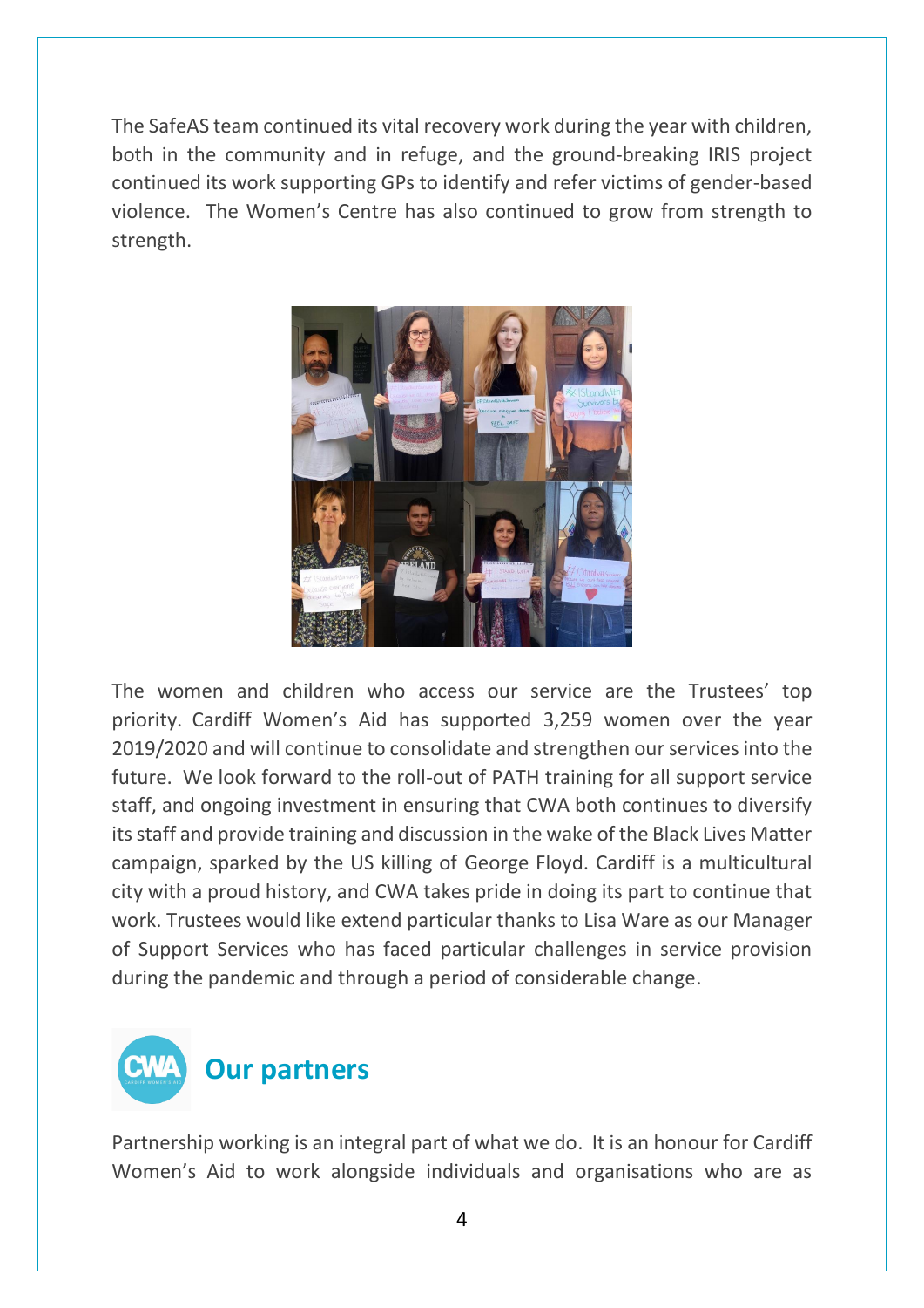The SafeAS team continued its vital recovery work during the year with children, both in the community and in refuge, and the ground-breaking IRIS project continued its work supporting GPs to identify and refer victims of gender-based violence. The Women's Centre has also continued to grow from strength to strength.

The women and children who access our service are the Trustees' top priority. Cardiff Women's Aid has supported 3,259 women over the year 2019/2020 and will continue to consolidate and strengthen our services into the future. We look forward to the roll-out of PATH training for all support service staff, and ongoing investment in ensuring that CWA both continues to diversify its staff and provide training and discussion in the wake of the Black Lives Matter campaign, sparked by the US killing of George Floyd. Cardiff is a multicultural city with a proud history, and CWA takes pride in doing its part to continue that work. Trustees would like extend particular thanks to Lisa Ware as our Manager of Support Services who has faced particular challenges in service provision during the pandemic and through a period of considerable change.

## Our partners

Partnership working is an integral part of what we do. It is an honour for Cardiff Women's Aid to work alongside individuals and organisations who are as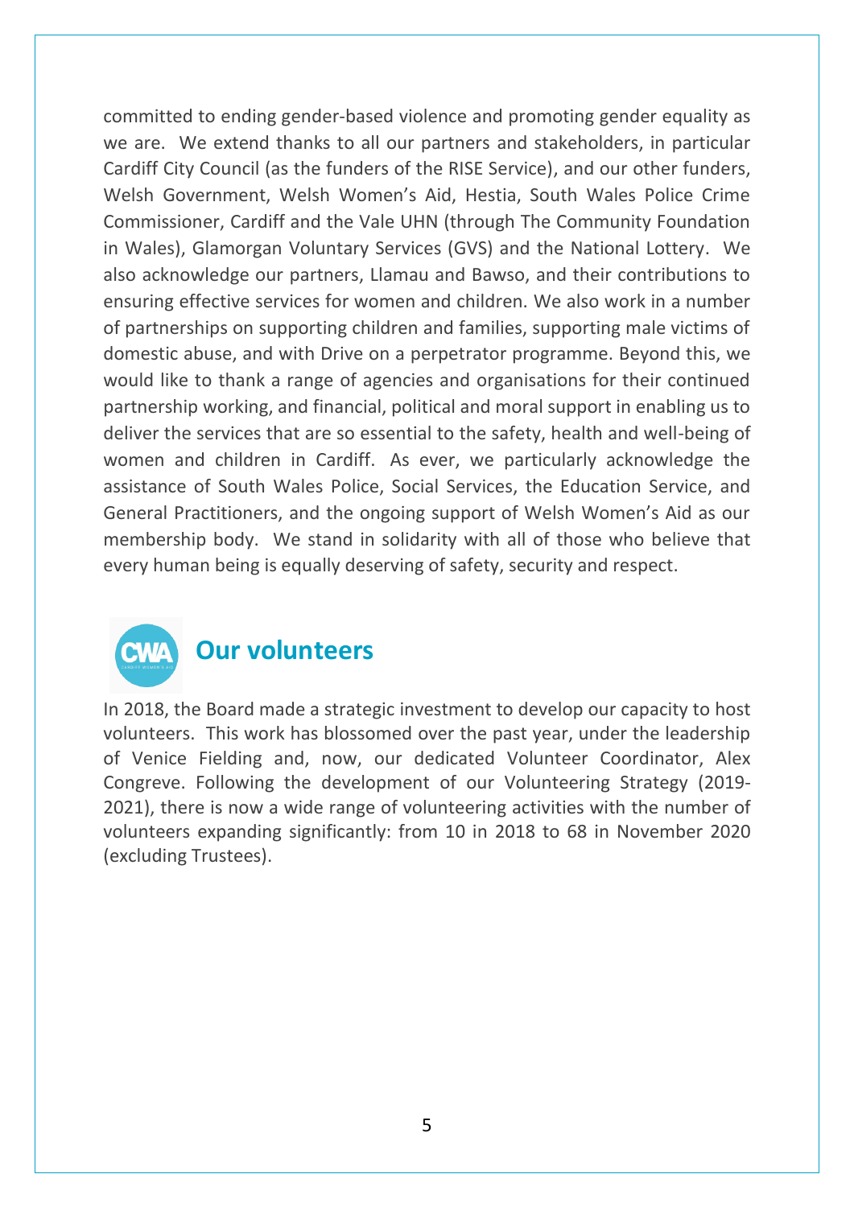committed to ending gender-based violence and promoting gender equality as we are. We extend thanks to all our partners and stakeholders, in particular Cardiff City Council (as the funders of the RISE Service), and our other funders, Welsh Government, Welsh Women's Aid, Hestia, South Wales Police Crime Commissioner, Cardiff and the Vale UHN (through The Community Foundation in Wales), Glamorgan Voluntary Services (GVS) and the National Lottery. We also acknowledge our partners, Llamau and Bawso, and their contributions to ensuring effective services for women and children. We also work in a number of partnerships on supporting children and families, supporting male victims of domestic abuse, and with Drive on a perpetrator programme. Beyond this, we would like to thank a range of agencies and organisations for their continued partnership working, and financial, political and moral support in enabling us to deliver the services that are so essential to the safety, health and well-being of women and children in Cardiff. As ever, we particularly acknowledge the assistance of South Wales Police, Social Services, the Education Service, and General Practitioners, and the ongoing support of Welsh Women's Aid as our membership body. We stand in solidarity with all of those who believe that every human being is equally deserving of safety, security and respect.

## Our volunteers

In 2018, the Board made a strategic investment to develop our capacity to host volunteers. This work has blossomed over the past year, under the leadership of Venice Fielding and, now, our dedicated Volunteer Coordinator, Alex Congreve. Following the development of our Volunteering Strategy (2019-2021), there is now a wide range of volunteering activities with the number of volunteers expanding significantly: from 10 in 2018 to 68 in November 2020 (excluding Trustees).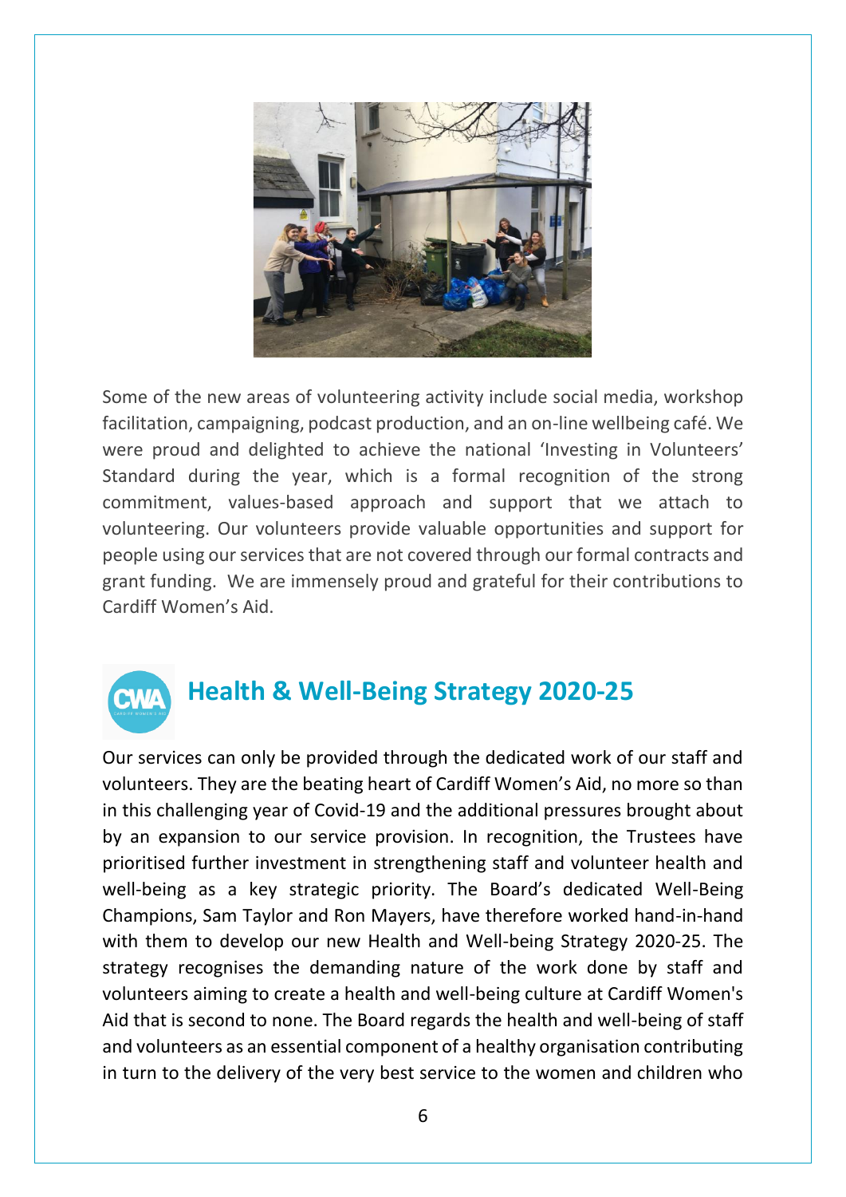Some of the new areas of volunteering activity include social media, workshop facilitation, campaigning, podcast production, and an on-line wellbeing café. We were proud and delighted to achieve the national 'Investing in Volunteers' Standard during the year, which is a formal recognition of the strong commitment, values-based approach and support that we attach to volunteering. Our volunteers provide valuable opportunities and support for people using our services that are not covered through our formal contracts and grant funding. We are immensely proud and grateful for their contributions to Cardiff Women's Aid.

## Health & Well-Being Strategy 2020-25

Our services can only be provided through the dedicated work of our staff and volunteers. They are the beating heart of Cardiff Women's Aid, no more so than in this challenging year of Covid-19 and the additional pressures brought about by an expansion to our service provision. In recognition, the Trustees have prioritised further investment in strengthening staff and volunteer health and well-being as a key strategic priority. The Board's dedicated Well-Being Champions, Sam Taylor and Ron Mayers, have therefore worked hand-in-hand with them to develop our new Health and Well-being Strategy 2020-25. The strategy recognises the demanding nature of the work done by staff and volunteers aiming to create a health and well-being culture at Cardiff Women's Aid that is second to none. The Board regards the health and well-being of staff and volunteers as an essential component of a healthy organisation contributing in turn to the delivery of the very best service to the women and children who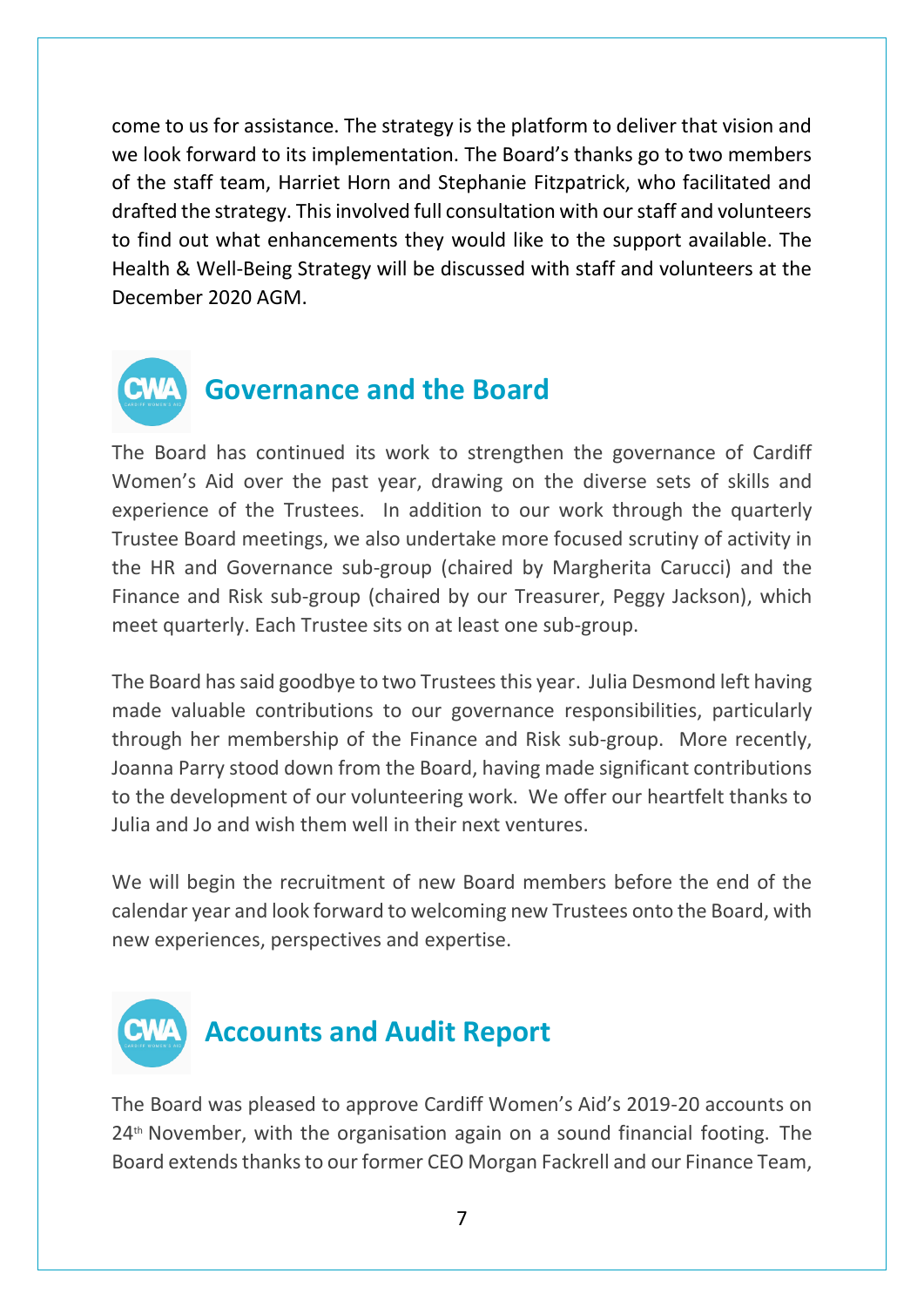come to us for assistance. The strategy is the platform to deliver that vision and we look forward to its implementation. The Board's thanks go to two members of the staff team, Harriet Horn and Stephanie Fitzpatrick, who facilitated and drafted the strategy. This involved full consultation with our staff and volunteers to find out what enhancements they would like to the support available. The Health & Well-Being Strategy will be discussed with staff and volunteers at the December 2020 AGM.

## Governance and the Board

The Board has continued its work to strengthen the governance of Cardiff Women's Aid over the past year, drawing on the diverse sets of skills and experience of the Trustees. In addition to our work through the quarterly Trustee Board meetings, we also undertake more focused scrutiny of activity in the HR and Governance sub-group (chaired by Margherita Carucci) and the Finance and Risk sub-group (chaired by our Treasurer, Peggy Jackson), which meet quarterly. Each Trustee sits on at least one sub-group.

The Board has said goodbye to two Trustees this year. Julia Desmond left having made valuable contributions to our governance responsibilities, particularly through her membership of the Finance and Risk sub-group. More recently, Joanna Parry stood down from the Board, having made significant contributions to the development of our volunteering work. We offer our heartfelt thanks to Julia and Jo and wish them well in their next ventures.

We will begin the recruitment of new Board members before the end of the calendar year and look forward to welcoming new Trustees onto the Board, with new experiences, perspectives and expertise.

## Accounts and Audit Report

The Board was pleased to approve Cardiff Women's Aid's 2019-20 accounts on 24th November, with the organisation again on a sound financial footing. The Board extends thanks to our former CEO Morgan Fackrell and our Finance Team,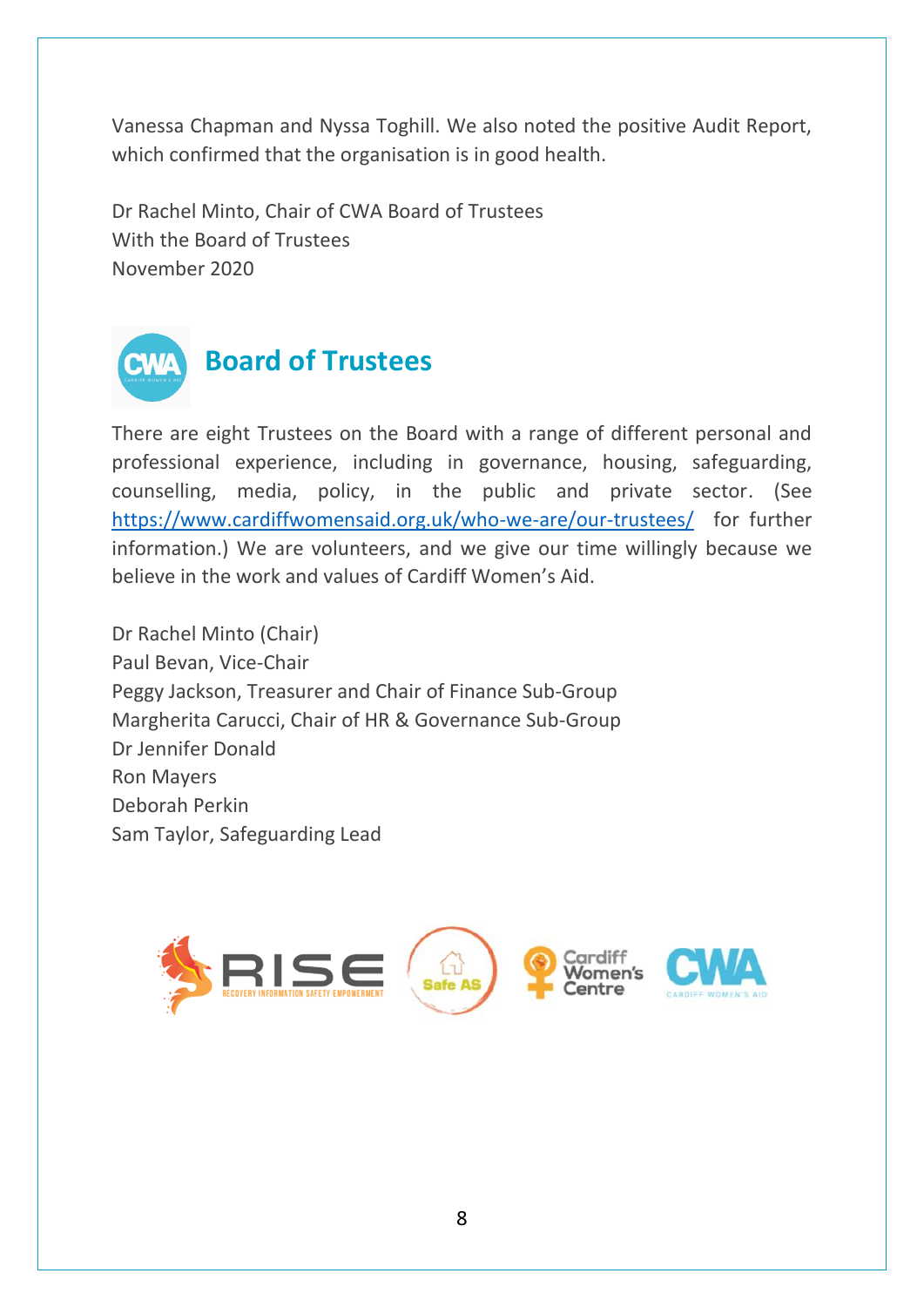Vanessa Chapman and Nyssa Toghill. We also noted the positive Audit Report, which confirmed that the organisation is in good health.

Dr Rachel Minto, Chair of CWA Board of Trustees
With the Board of Trustees
November 2020

## Board of Trustees

There are eight Trustees on the Board with a range of different personal and professional experience, including in governance, housing, safeguarding, counselling, media, policy, in the public and private sector. (See https://www.cardiffwomensaid.org.uk/who-we-are/our-trustees/ for further information.) We are volunteers, and we give our time willingly because we believe in the work and values of Cardiff Women's Aid.

Dr Rachel Minto (Chair)
Paul Bevan, Vice-Chair
Peggy Jackson, Treasurer and Chair of Finance Sub-Group
Margherita Carucci, Chair of HR & Governance Sub-Group
Dr Jennifer Donald
Ron Mayers
Deborah Perkin
Sam Taylor, Safeguarding Lead